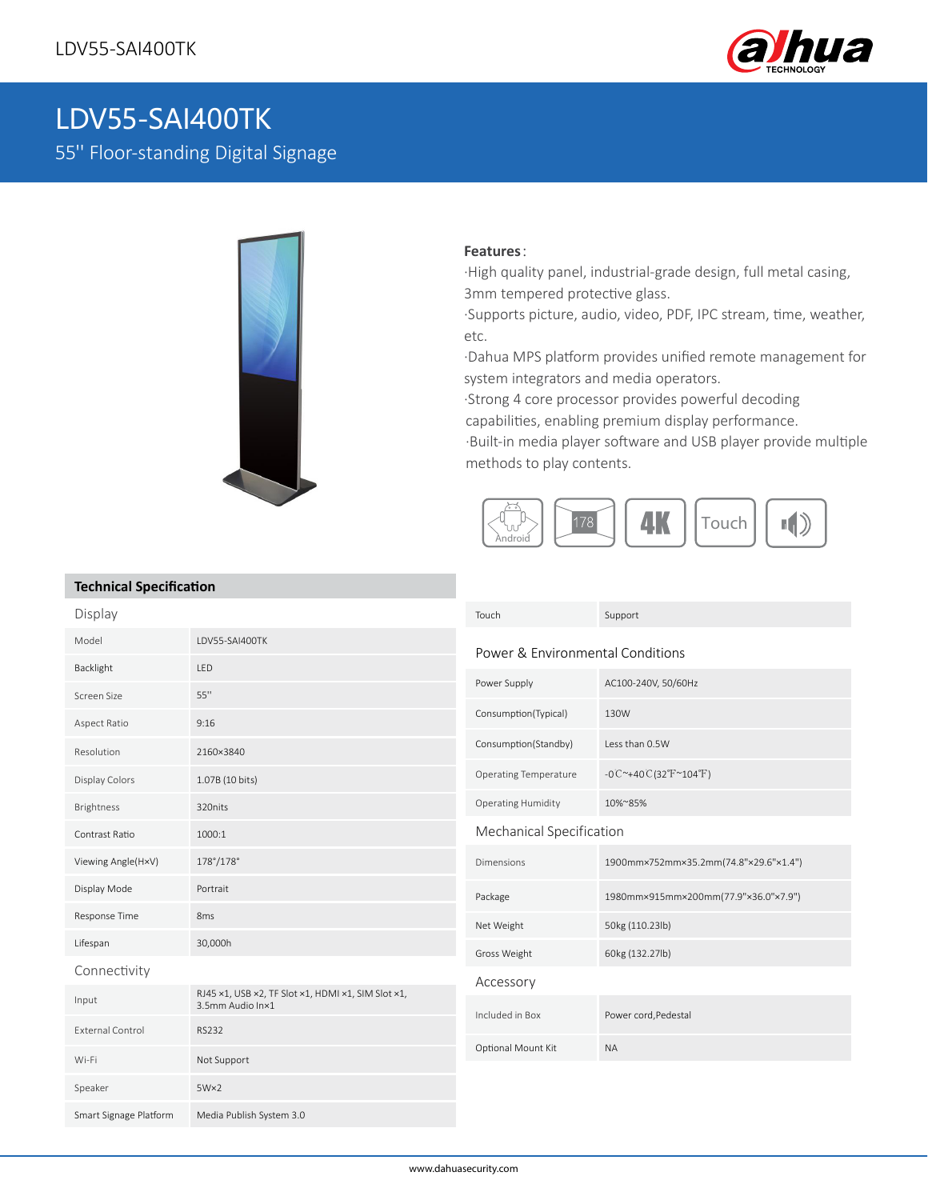# LDV55-SAI400TK

## 55'' Floor-standing Digital Signage

**Features**:

·High quality panel, industrial-grade design, full metal casing, 3mm tempered protective glass.

·Supports picture, audio, video, PDF, IPC stream, time, weather, etc.

·Dahua MPS platform provides unified remote management for system integrators and media operators.

·Strong 4 core processor provides powerful decoding capabilities, enabling premium display performance.

·Built-in media player software and USB player provide multiple methods to play contents.

Android | 178 | 4K | Touch

## Technical Specification

### Display

| | |
|---|---|
| Model | LDV55-SAI400TK |
| Backlight | LED |
| Screen Size | 55'' |
| Aspect Ratio | 9:16 |
| Resolution | 2160×3840 |
| Display Colors | 1.07B (10 bits) |
| Brightness | 320nits |
| Contrast Ratio | 1000:1 |
| Viewing Angle(H×V) | 178°/178° |
| Display Mode | Portrait |
| Response Time | 8ms |
| Lifespan | 30,000h |

### Connectivity

| | |
|---|---|
| Input | RJ45 ×1, USB ×2, TF Slot ×1, HDMI ×1, SIM Slot ×1, 3.5mm Audio In×1 |
| External Control | RS232 |
| Wi-Fi | Not Support |
| Speaker | 5W×2 |
| Smart Signage Platform | Media Publish System 3.0 |
| Touch | Support |

### Power & Environmental Conditions

| | |
|---|---|
| Power Supply | AC100-240V, 50/60Hz |
| Consumption(Typical) | 130W |
| Consumption(Standby) | Less than 0.5W |
| Operating Temperature | -0℃~+40℃(32℉~104℉) |
| Operating Humidity | 10%~85% |

### Mechanical Specification

| | |
|---|---|
| Dimensions | 1900mm×752mm×35.2mm(74.8"×29.6"×1.4") |
| Package | 1980mm×915mm×200mm(77.9"×36.0"×7.9") |
| Net Weight | 50kg (110.23lb) |
| Gross Weight | 60kg (132.27lb) |

### Accessory

| | |
|---|---|
| Included in Box | Power cord,Pedestal |
| Optional Mount Kit | NA |

www.dahuasecurity.com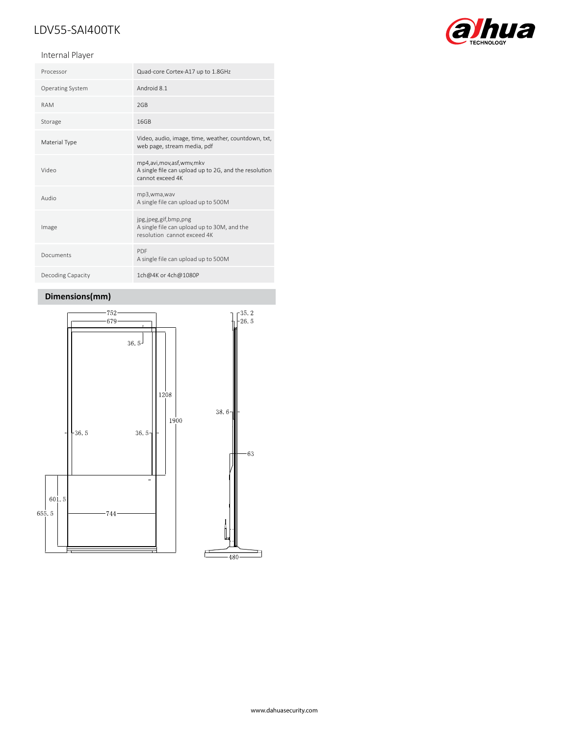### Internal Player

| | |
|---|---|
| Processor | Quad-core Cortex-A17 up to 1.8GHz |
| Operating System | Android 8.1 |
| RAM | 2GB |
| Storage | 16GB |
| Material Type | Video, audio, image, time, weather, countdown, txt, web page, stream media, pdf |
| Video | mp4,avi,mov,asf,wmv,mkv<br>A single file can upload up to 2G, and the resolution cannot exceed 4K |
| Audio | mp3,wma,wav<br>A single file can upload up to 500M |
| Image | jpg,jpeg,gif,bmp,png<br>A single file can upload up to 30M, and the resolution cannot exceed 4K |
| Documents | PDF<br>A single file can upload up to 500M |
| Decoding Capacity | 1ch@4K or 4ch@1080P |

## Dimensions(mm)

752
679
36.5
1208
1900
36.5
36.5
601.5
655.5
744
35.2
26.5
38.6
63
480